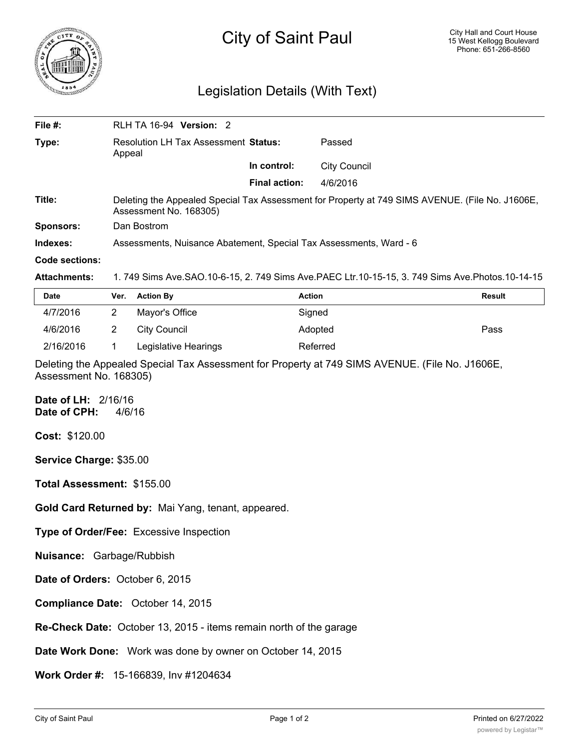# City of Saint Paul

City Hall and Court House
15 West Kellogg Boulevard
Phone: 651-266-8560

## Legislation Details (With Text)

**File #:** RLH TA 16-94 **Version:** 2

**Type:** Resolution LH Tax Assessment Appeal

**Status:** Passed

**In control:** City Council

**Final action:** 4/6/2016

**Title:** Deleting the Appealed Special Tax Assessment for Property at 749 SIMS AVENUE. (File No. J1606E, Assessment No. 168305)

**Sponsors:** Dan Bostrom

**Indexes:** Assessments, Nuisance Abatement, Special Tax Assessments, Ward - 6

**Code sections:**

**Attachments:** 1. 749 Sims Ave.SAO.10-6-15, 2. 749 Sims Ave.PAEC Ltr.10-15-15, 3. 749 Sims Ave.Photos.10-14-15

| Date | Ver. | Action By | Action | Result |
|---|---|---|---|---|
| 4/7/2016 | 2 | Mayor's Office | Signed | |
| 4/6/2016 | 2 | City Council | Adopted | Pass |
| 2/16/2016 | 1 | Legislative Hearings | Referred | |

Deleting the Appealed Special Tax Assessment for Property at 749 SIMS AVENUE. (File No. J1606E, Assessment No. 168305)

**Date of LH:** 2/16/16
**Date of CPH:** 4/6/16

**Cost:** $120.00

**Service Charge:** $35.00

**Total Assessment:** $155.00

**Gold Card Returned by:** Mai Yang, tenant, appeared.

**Type of Order/Fee:** Excessive Inspection

**Nuisance:** Garbage/Rubbish

**Date of Orders:** October 6, 2015

**Compliance Date:** October 14, 2015

**Re-Check Date:** October 13, 2015 - items remain north of the garage

**Date Work Done:** Work was done by owner on October 14, 2015

**Work Order #:** 15-166839, Inv #1204634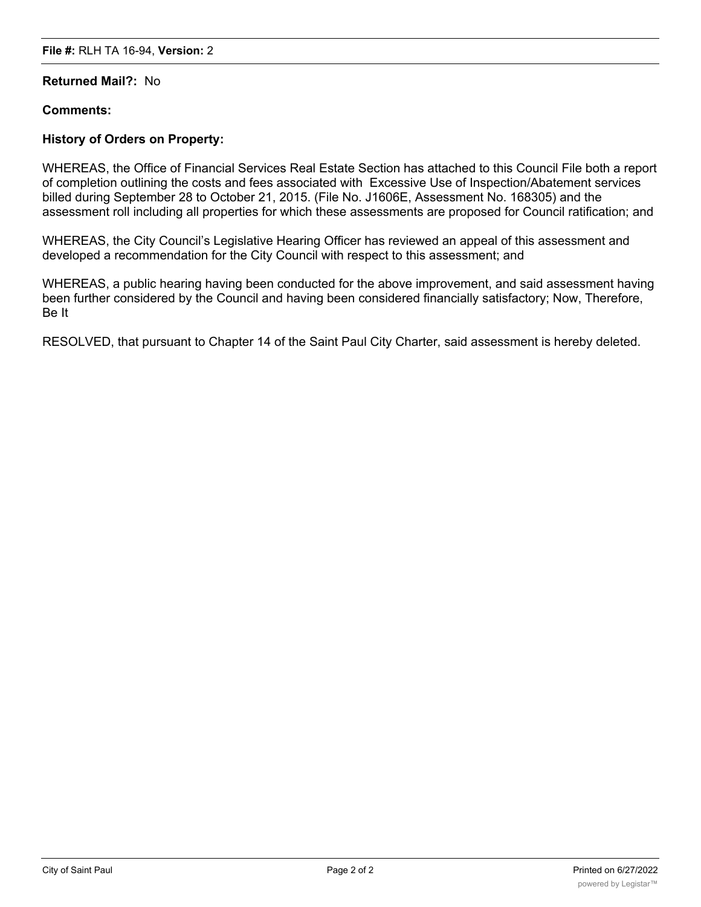**Returned Mail?:** No

**Comments:**

**History of Orders on Property:**

WHEREAS, the Office of Financial Services Real Estate Section has attached to this Council File both a report of completion outlining the costs and fees associated with Excessive Use of Inspection/Abatement services billed during September 28 to October 21, 2015. (File No. J1606E, Assessment No. 168305) and the assessment roll including all properties for which these assessments are proposed for Council ratification; and

WHEREAS, the City Council's Legislative Hearing Officer has reviewed an appeal of this assessment and developed a recommendation for the City Council with respect to this assessment; and

WHEREAS, a public hearing having been conducted for the above improvement, and said assessment having been further considered by the Council and having been considered financially satisfactory; Now, Therefore, Be It

RESOLVED, that pursuant to Chapter 14 of the Saint Paul City Charter, said assessment is hereby deleted.